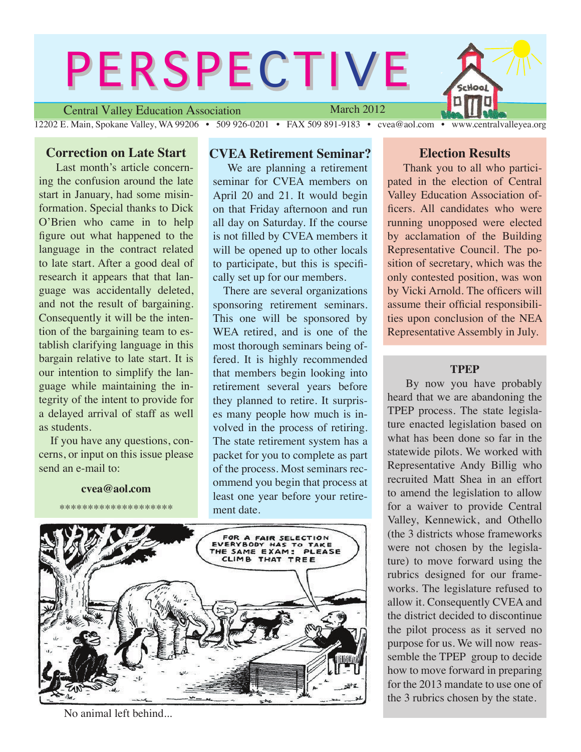# PERSPECTIVE

Central Valley Education Association — March 2012

12202 E. Main, Spokane Valley, WA 99206 • 509 926-0201 • FAX 509 891-9183 • cvea@aol.com • www.centralvalleyea.org

## Correction on Late Start

Last month's article concerning the confusion around the late start in January, had some misinformation. Special thanks to Dick O'Brien who came in to help figure out what happened to the language in the contract related to late start. After a good deal of research it appears that that language was accidentally deleted, and not the result of bargaining. Consequently it will be the intention of the bargaining team to establish clarifying language in this bargain relative to late start. It is our intention to simplify the language while maintaining the integrity of the intent to provide for a delayed arrival of staff as well as students.

If you have any questions, concerns, or input on this issue please send an e-mail to:

**cvea@aol.com**

*******************

## CVEA Retirement Seminar?

We are planning a retirement seminar for CVEA members on April 20 and 21. It would begin on that Friday afternoon and run all day on Saturday. If the course is not filled by CVEA members it will be opened up to other locals to participate, but this is specifically set up for our members.

There are several organizations sponsoring retirement seminars. This one will be sponsored by WEA retired, and is one of the most thorough seminars being offered. It is highly recommended that members begin looking into retirement several years before they planned to retire. It surprises many people how much is involved in the process of retiring. The state retirement system has a packet for you to complete as part of the process. Most seminars recommend you begin that process at least one year before your retirement date.

FOR A FAIR SELECTION EVERYBODY HAS TO TAKE THE SAME EXAM: PLEASE CLIMB THAT TREE

No animal left behind...

## Election Results

Thank you to all who participated in the election of Central Valley Education Association officers. All candidates who were running unopposed were elected by acclamation of the Building Representative Council. The position of secretary, which was the only contested position, was won by Vicki Arnold. The officers will assume their official responsibilities upon conclusion of the NEA Representative Assembly in July.

### TPEP

By now you have probably heard that we are abandoning the TPEP process. The state legislature enacted legislation based on what has been done so far in the statewide pilots. We worked with Representative Andy Billig who recruited Matt Shea in an effort to amend the legislation to allow for a waiver to provide Central Valley, Kennewick, and Othello (the 3 districts whose frameworks were not chosen by the legislature) to move forward using the rubrics designed for our frameworks. The legislature refused to allow it. Consequently CVEA and the district decided to discontinue the pilot process as it served no purpose for us. We will now reassemble the TPEP group to decide how to move forward in preparing for the 2013 mandate to use one of the 3 rubrics chosen by the state.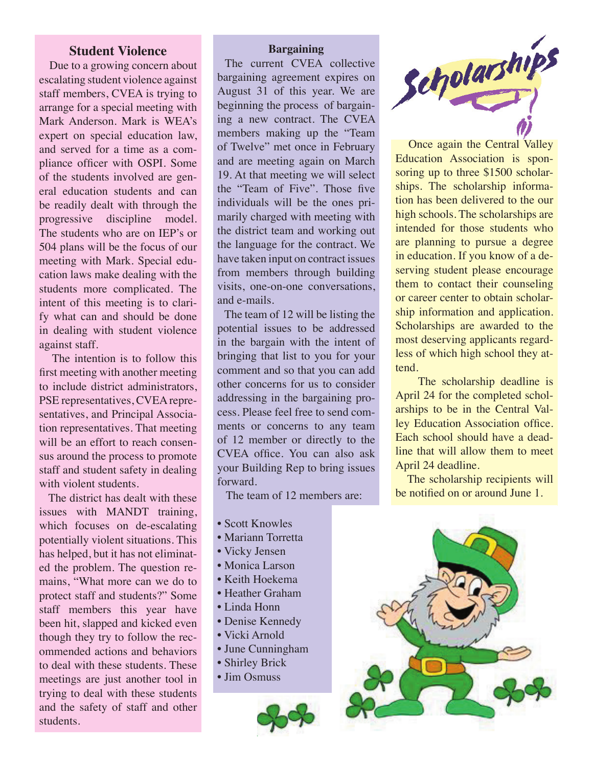## Student Violence

Due to a growing concern about escalating student violence against staff members, CVEA is trying to arrange for a special meeting with Mark Anderson. Mark is WEA's expert on special education law, and served for a time as a compliance officer with OSPI. Some of the students involved are general education students and can be readily dealt with through the progressive discipline model. The students who are on IEP's or 504 plans will be the focus of our meeting with Mark. Special education laws make dealing with the students more complicated. The intent of this meeting is to clarify what can and should be done in dealing with student violence against staff.

The intention is to follow this first meeting with another meeting to include district administrators, PSE representatives, CVEA representatives, and Principal Association representatives. That meeting will be an effort to reach consensus around the process to promote staff and student safety in dealing with violent students.

The district has dealt with these issues with MANDT training, which focuses on de-escalating potentially violent situations. This has helped, but it has not eliminated the problem. The question remains, "What more can we do to protect staff and students?" Some staff members this year have been hit, slapped and kicked even though they try to follow the recommended actions and behaviors to deal with these students. These meetings are just another tool in trying to deal with these students and the safety of staff and other students.

## Bargaining

The current CVEA collective bargaining agreement expires on August 31 of this year. We are beginning the process of bargaining a new contract. The CVEA members making up the "Team of Twelve" met once in February and are meeting again on March 19. At that meeting we will select the "Team of Five". Those five individuals will be the ones primarily charged with meeting with the district team and working out the language for the contract. We have taken input on contract issues from members through building visits, one-on-one conversations, and e-mails.

The team of 12 will be listing the potential issues to be addressed in the bargain with the intent of bringing that list to you for your comment and so that you can add other concerns for us to consider addressing in the bargaining process. Please feel free to send comments or concerns to any team of 12 member or directly to the CVEA office. You can also ask your Building Rep to bring issues forward.

The team of 12 members are:

- Scott Knowles
- Mariann Torretta
- Vicky Jensen
- Monica Larson
- Keith Hoekema
- Heather Graham
- Linda Honn
- Denise Kennedy
- Vicki Arnold
- June Cunningham
- Shirley Brick
- Jim Osmuss

## Scholarships

Once again the Central Valley Education Association is sponsoring up to three $1500 scholarships. The scholarship information has been delivered to the our high schools. The scholarships are intended for those students who are planning to pursue a degree in education. If you know of a deserving student please encourage them to contact their counseling or career center to obtain scholarship information and application. Scholarships are awarded to the most deserving applicants regardless of which high school they attend.

The scholarship deadline is April 24 for the completed scholarships to be in the Central Valley Education Association office. Each school should have a deadline that will allow them to meet April 24 deadline.

The scholarship recipients will be notified on or around June 1.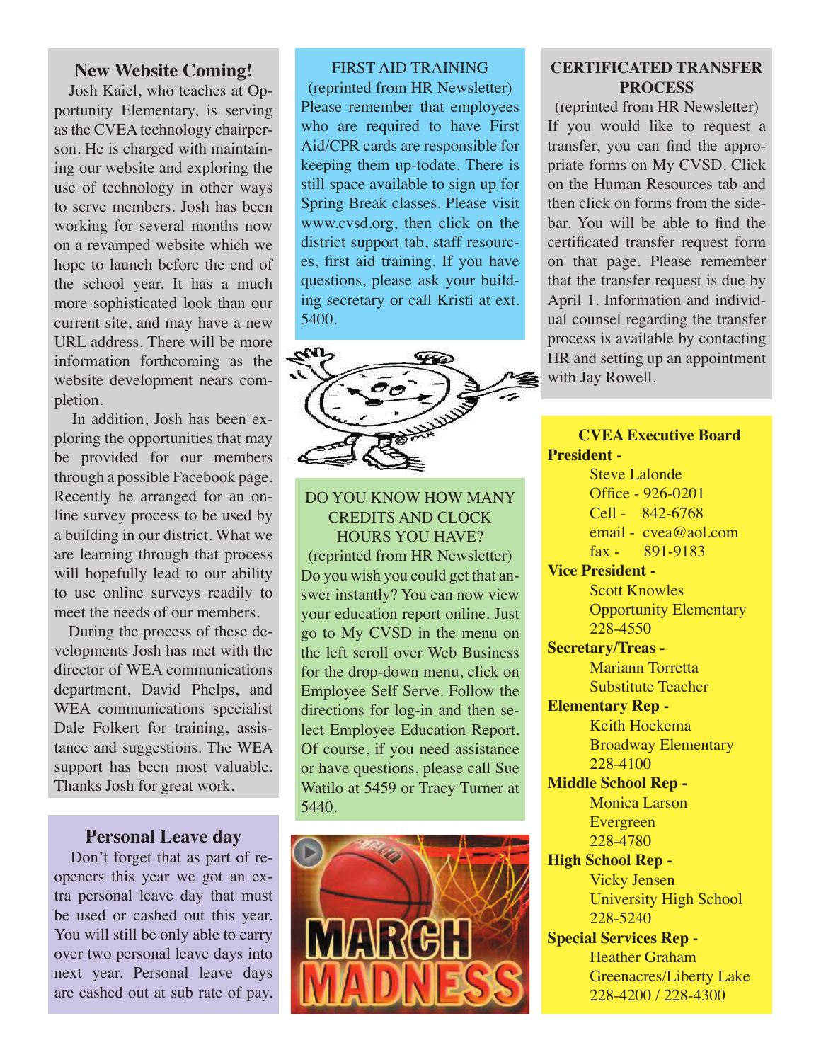## New Website Coming!

Josh Kaiel, who teaches at Opportunity Elementary, is serving as the CVEA technology chairperson. He is charged with maintaining our website and exploring the use of technology in other ways to serve members. Josh has been working for several months now on a revamped website which we hope to launch before the end of the school year. It has a much more sophisticated look than our current site, and may have a new URL address. There will be more information forthcoming as the website development nears completion.

In addition, Josh has been exploring the opportunities that may be provided for our members through a possible Facebook page. Recently he arranged for an online survey process to be used by a building in our district. What we are learning through that process will hopefully lead to our ability to use online surveys readily to meet the needs of our members.

During the process of these developments Josh has met with the director of WEA communications department, David Phelps, and WEA communications specialist Dale Folkert for training, assistance and suggestions. The WEA support has been most valuable. Thanks Josh for great work.

## Personal Leave day

Don't forget that as part of reopeners this year we got an extra personal leave day that must be used or cashed out this year. You will still be only able to carry over two personal leave days into next year. Personal leave days are cashed out at sub rate of pay.

## FIRST AID TRAINING

(reprinted from HR Newsletter)

Please remember that employees who are required to have First Aid/CPR cards are responsible for keeping them up-todate. There is still space available to sign up for Spring Break classes. Please visit www.cvsd.org, then click on the district support tab, staff resources, first aid training. If you have questions, please ask your building secretary or call Kristi at ext. 5400.

## DO YOU KNOW HOW MANY CREDITS AND CLOCK HOURS YOU HAVE?

(reprinted from HR Newsletter)

Do you wish you could get that answer instantly? You can now view your education report online. Just go to My CVSD in the menu on the left scroll over Web Business for the drop-down menu, click on Employee Self Serve. Follow the directions for log-in and then select Employee Education Report. Of course, if you need assistance or have questions, please call Sue Watilo at 5459 or Tracy Turner at 5440.

MARCH MADNESS

## CERTIFICATED TRANSFER PROCESS

(reprinted from HR Newsletter)

If you would like to request a transfer, you can find the appropriate forms on My CVSD. Click on the Human Resources tab and then click on forms from the sidebar. You will be able to find the certificated transfer request form on that page. Please remember that the transfer request is due by April 1. Information and individual counsel regarding the transfer process is available by contacting HR and setting up an appointment with Jay Rowell.

## CVEA Executive Board

**President -**
Steve Lalonde
Office - 926-0201
Cell - 842-6768
email - cvea@aol.com
fax - 891-9183

**Vice President -**
Scott Knowles
Opportunity Elementary
228-4550

**Secretary/Treas -**
Mariann Torretta
Substitute Teacher

**Elementary Rep -**
Keith Hoekema
Broadway Elementary
228-4100

**Middle School Rep -**
Monica Larson
Evergreen
228-4780

**High School Rep -**
Vicky Jensen
University High School
228-5240

**Special Services Rep -**
Heather Graham
Greenacres/Liberty Lake
228-4200 / 228-4300